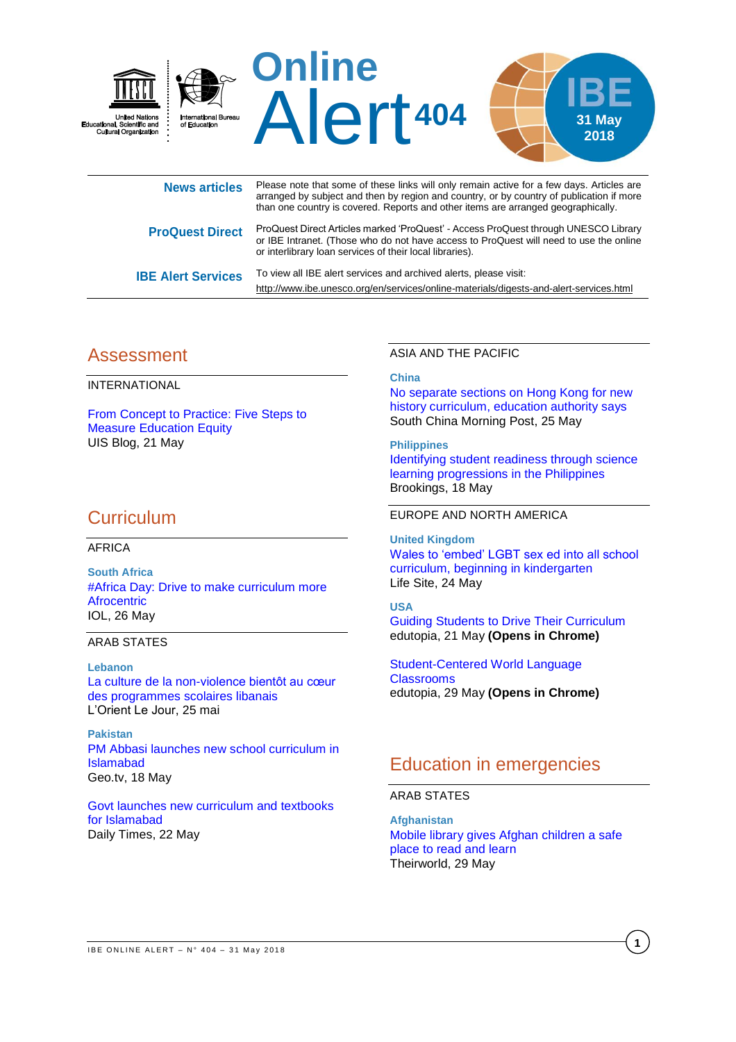United Nations Educational, Scientific and Cultural Organization | International Bureau of Education

# Online Alert 404

IBE 31 May 2018

| | |
|---|---|
| **News articles** | Please note that some of these links will only remain active for a few days. Articles are arranged by subject and then by region and country, or by country of publication if more than one country is covered. Reports and other items are arranged geographically. |
| **ProQuest Direct** | ProQuest Direct Articles marked 'ProQuest' - Access ProQuest through UNESCO Library or IBE Intranet. (Those who do not have access to ProQuest will need to use the online or interlibrary loan services of their local libraries). |
| **IBE Alert Services** | To view all IBE alert services and archived alerts, please visit: http://www.ibe.unesco.org/en/services/online-materials/digests-and-alert-services.html |

## Assessment

INTERNATIONAL

From Concept to Practice: Five Steps to Measure Education Equity
UIS Blog, 21 May

## Curriculum

AFRICA

**South Africa**

#Africa Day: Drive to make curriculum more Afrocentric
IOL, 26 May

ARAB STATES

**Lebanon**

La culture de la non-violence bientôt au cœur des programmes scolaires libanais
L'Orient Le Jour, 25 mai

**Pakistan**

PM Abbasi launches new school curriculum in Islamabad
Geo.tv, 18 May

Govt launches new curriculum and textbooks for Islamabad
Daily Times, 22 May

ASIA AND THE PACIFIC

**China**

No separate sections on Hong Kong for new history curriculum, education authority says
South China Morning Post, 25 May

**Philippines**

Identifying student readiness through science learning progressions in the Philippines
Brookings, 18 May

EUROPE AND NORTH AMERICA

**United Kingdom**

Wales to 'embed' LGBT sex ed into all school curriculum, beginning in kindergarten
Life Site, 24 May

**USA**

Guiding Students to Drive Their Curriculum
edutopia, 21 May **(Opens in Chrome)**

Student-Centered World Language Classrooms
edutopia, 29 May **(Opens in Chrome)**

## Education in emergencies

ARAB STATES

**Afghanistan**

Mobile library gives Afghan children a safe place to read and learn
Theirworld, 29 May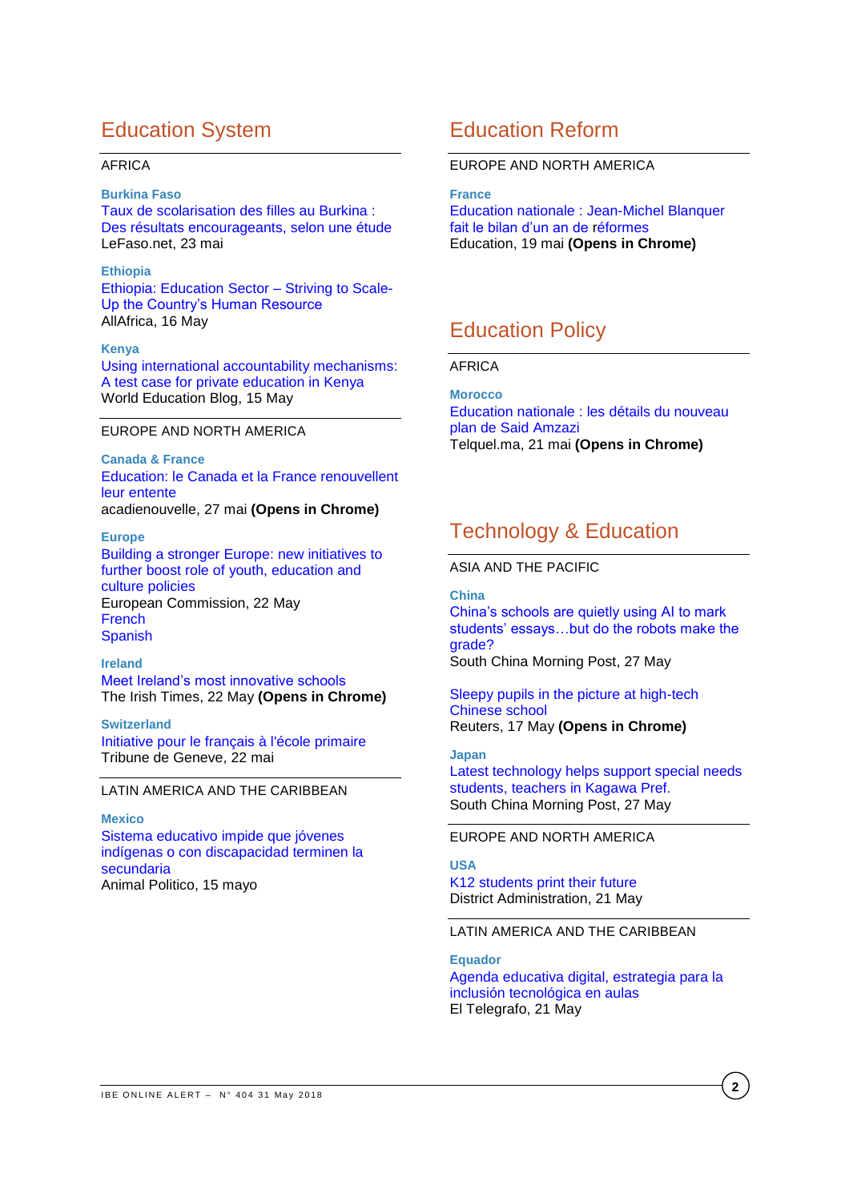## Education System

AFRICA

**Burkina Faso**
Taux de scolarisation des filles au Burkina : Des résultats encourageants, selon une étude
LeFaso.net, 23 mai

**Ethiopia**
Ethiopia: Education Sector – Striving to Scale-Up the Country's Human Resource
AllAfrica, 16 May

**Kenya**
Using international accountability mechanisms: A test case for private education in Kenya
World Education Blog, 15 May

EUROPE AND NORTH AMERICA

**Canada & France**
Education: le Canada et la France renouvellent leur entente
acadienouvelle, 27 mai **(Opens in Chrome)**

**Europe**
Building a stronger Europe: new initiatives to further boost role of youth, education and culture policies
European Commission, 22 May
French
Spanish

**Ireland**
Meet Ireland's most innovative schools
The Irish Times, 22 May **(Opens in Chrome)**

**Switzerland**
Initiative pour le français à l'école primaire
Tribune de Geneve, 22 mai

LATIN AMERICA AND THE CARIBBEAN

**Mexico**
Sistema educativo impide que jóvenes indígenas o con discapacidad terminen la secundaria
Animal Politico, 15 mayo

## Education Reform

EUROPE AND NORTH AMERICA

**France**
Education nationale : Jean-Michel Blanquer fait le bilan d'un an de réformes
Education, 19 mai **(Opens in Chrome)**

## Education Policy

AFRICA

**Morocco**
Education nationale : les détails du nouveau plan de Said Amzazi
Telquel.ma, 21 mai **(Opens in Chrome)**

## Technology & Education

ASIA AND THE PACIFIC

**China**
China's schools are quietly using AI to mark students' essays…but do the robots make the grade?
South China Morning Post, 27 May

Sleepy pupils in the picture at high-tech Chinese school
Reuters, 17 May **(Opens in Chrome)**

**Japan**
Latest technology helps support special needs students, teachers in Kagawa Pref.
South China Morning Post, 27 May

EUROPE AND NORTH AMERICA

**USA**
K12 students print their future
District Administration, 21 May

LATIN AMERICA AND THE CARIBBEAN

**Equador**
Agenda educativa digital, estrategia para la inclusión tecnológica en aulas
El Telegrafo, 21 May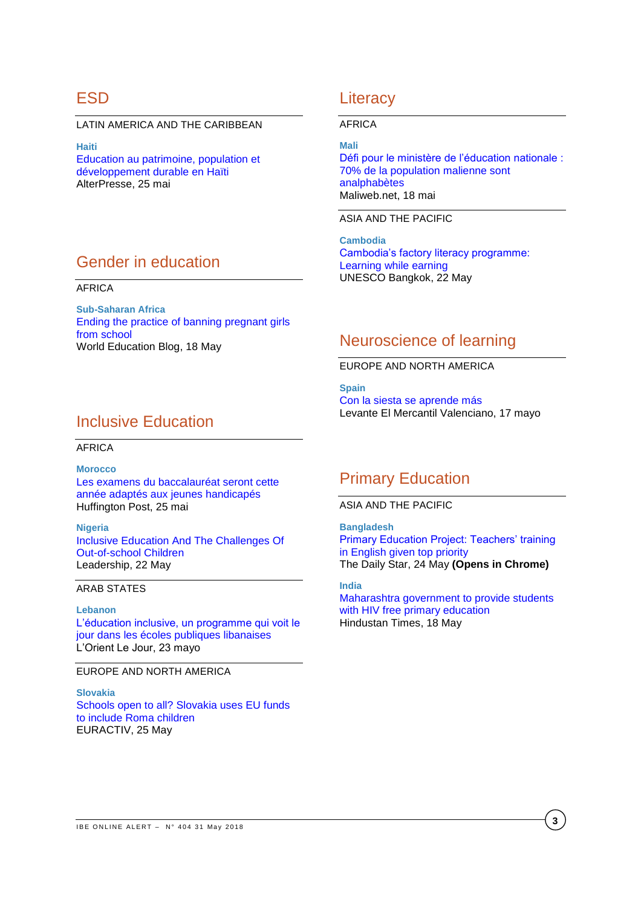## ESD

LATIN AMERICA AND THE CARIBBEAN

**Haïti**
Education au patrimoine, population et développement durable en Haïti
AlterPresse, 25 mai

## Gender in education

AFRICA

**Sub-Saharan Africa**
Ending the practice of banning pregnant girls from school
World Education Blog, 18 May

## Inclusive Education

AFRICA

**Morocco**
Les examens du baccalauréat seront cette année adaptés aux jeunes handicapés
Huffington Post, 25 mai

**Nigeria**
Inclusive Education And The Challenges Of Out-of-school Children
Leadership, 22 May

ARAB STATES

**Lebanon**
L'éducation inclusive, un programme qui voit le jour dans les écoles publiques libanaises
L'Orient Le Jour, 23 mayo

EUROPE AND NORTH AMERICA

**Slovakia**
Schools open to all? Slovakia uses EU funds to include Roma children
EURACTIV, 25 May

## Literacy

AFRICA

**Mali**
Défi pour le ministère de l'éducation nationale : 70% de la population malienne sont analphabètes
Maliweb.net, 18 mai

ASIA AND THE PACIFIC

**Cambodia**
Cambodia's factory literacy programme: Learning while earning
UNESCO Bangkok, 22 May

## Neuroscience of learning

EUROPE AND NORTH AMERICA

**Spain**
Con la siesta se aprende más
Levante El Mercantil Valenciano, 17 mayo

## Primary Education

ASIA AND THE PACIFIC

**Bangladesh**
Primary Education Project: Teachers' training in English given top priority
The Daily Star, 24 May **(Opens in Chrome)**

**India**
Maharashtra government to provide students with HIV free primary education
Hindustan Times, 18 May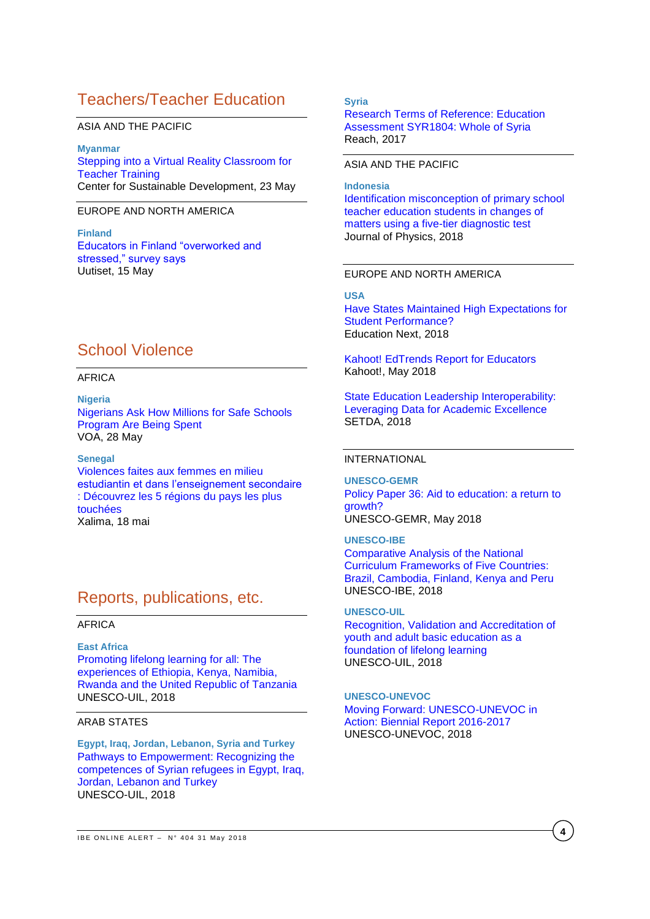## Teachers/Teacher Education

ASIA AND THE PACIFIC

**Myanmar**

Stepping into a Virtual Reality Classroom for Teacher Training
Center for Sustainable Development, 23 May

EUROPE AND NORTH AMERICA

**Finland**

Educators in Finland "overworked and stressed," survey says
Uutiset, 15 May

## School Violence

AFRICA

**Nigeria**

Nigerians Ask How Millions for Safe Schools Program Are Being Spent
VOA, 28 May

**Senegal**

Violences faites aux femmes en milieu estudiantin et dans l'enseignement secondaire : Découvrez les 5 régions du pays les plus touchées
Xalima, 18 mai

## Reports, publications, etc.

AFRICA

**East Africa**

Promoting lifelong learning for all: The experiences of Ethiopia, Kenya, Namibia, Rwanda and the United Republic of Tanzania
UNESCO-UIL, 2018

ARAB STATES

**Egypt, Iraq, Jordan, Lebanon, Syria and Turkey**

Pathways to Empowerment: Recognizing the competences of Syrian refugees in Egypt, Iraq, Jordan, Lebanon and Turkey
UNESCO-UIL, 2018

**Syria**

Research Terms of Reference: Education Assessment SYR1804: Whole of Syria
Reach, 2017

ASIA AND THE PACIFIC

**Indonesia**

Identification misconception of primary school teacher education students in changes of matters using a five-tier diagnostic test
Journal of Physics, 2018

EUROPE AND NORTH AMERICA

**USA**

Have States Maintained High Expectations for Student Performance?
Education Next, 2018

Kahoot! EdTrends Report for Educators
Kahoot!, May 2018

State Education Leadership Interoperability: Leveraging Data for Academic Excellence
SETDA, 2018

INTERNATIONAL

**UNESCO-GEMR**

Policy Paper 36: Aid to education: a return to growth?
UNESCO-GEMR, May 2018

**UNESCO-IBE**

Comparative Analysis of the National Curriculum Frameworks of Five Countries: Brazil, Cambodia, Finland, Kenya and Peru
UNESCO-IBE, 2018

**UNESCO-UIL**

Recognition, Validation and Accreditation of youth and adult basic education as a foundation of lifelong learning
UNESCO-UIL, 2018

**UNESCO-UNEVOC**

Moving Forward: UNESCO-UNEVOC in Action: Biennial Report 2016-2017
UNESCO-UNEVOC, 2018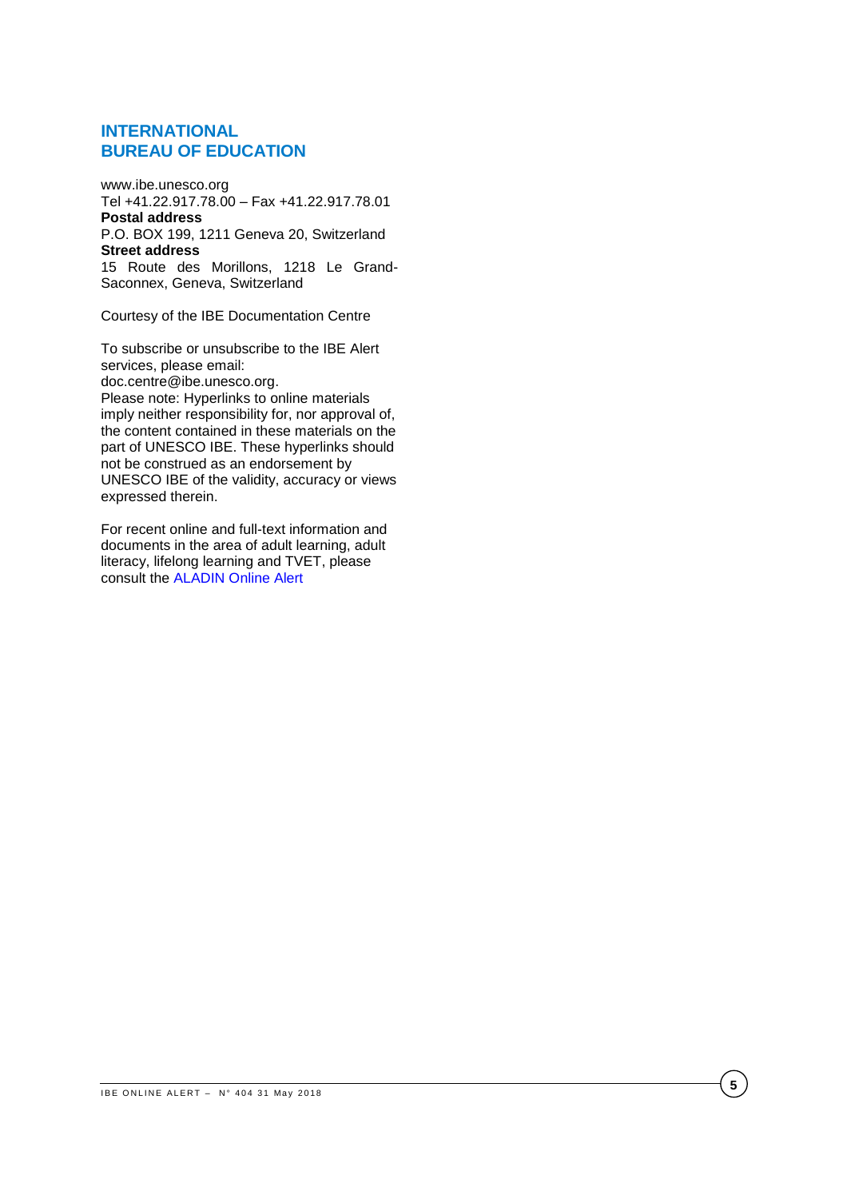## INTERNATIONAL BUREAU OF EDUCATION

www.ibe.unesco.org
Tel +41.22.917.78.00 – Fax +41.22.917.78.01
**Postal address**
P.O. BOX 199, 1211 Geneva 20, Switzerland
**Street address**
15 Route des Morillons, 1218 Le Grand-Saconnex, Geneva, Switzerland

Courtesy of the IBE Documentation Centre

To subscribe or unsubscribe to the IBE Alert services, please email:
doc.centre@ibe.unesco.org.
Please note: Hyperlinks to online materials imply neither responsibility for, nor approval of, the content contained in these materials on the part of UNESCO IBE. These hyperlinks should not be construed as an endorsement by UNESCO IBE of the validity, accuracy or views expressed therein.

For recent online and full-text information and documents in the area of adult learning, adult literacy, lifelong learning and TVET, please consult the ALADIN Online Alert